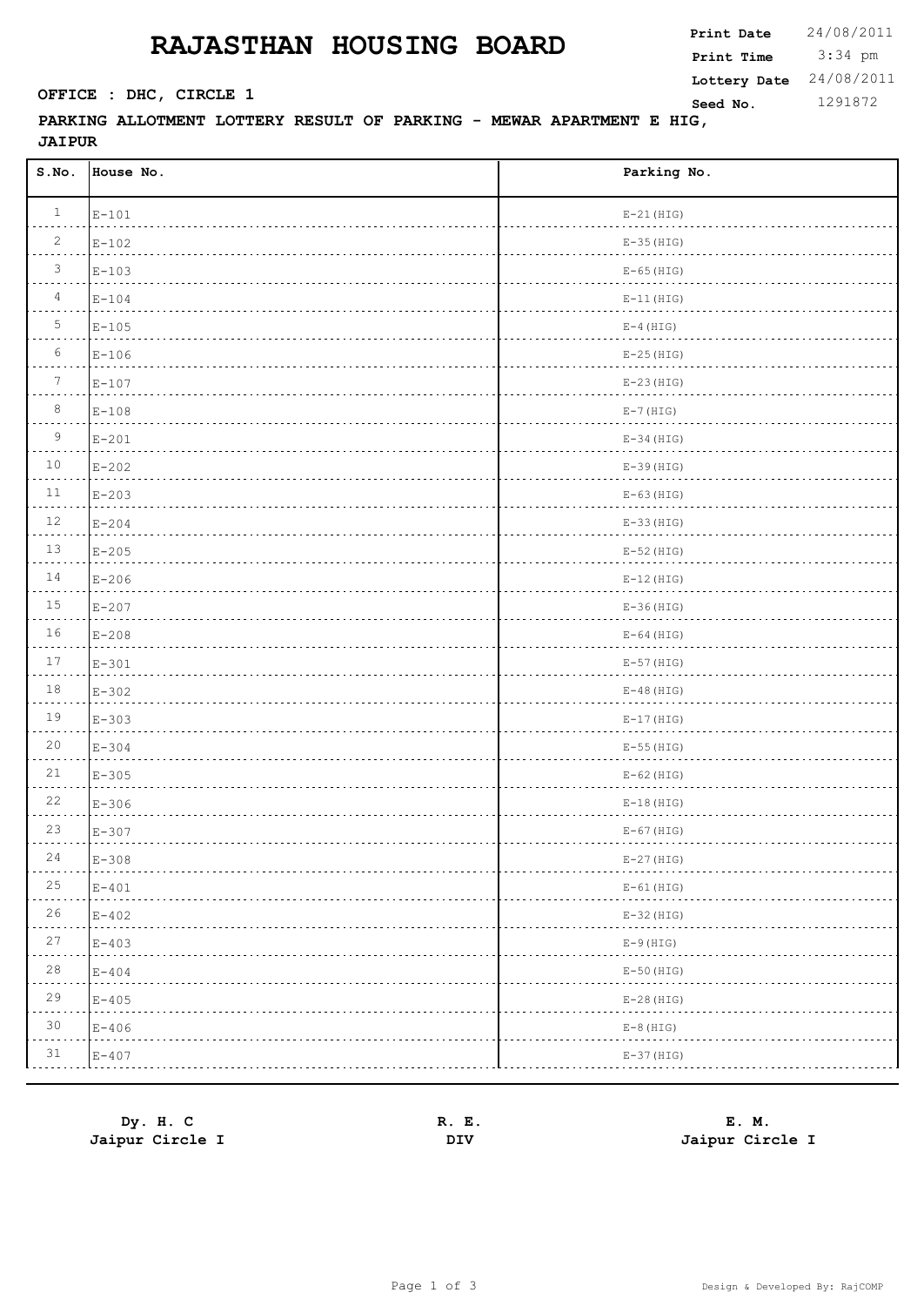# RAJASTHAN HOUSING BOARD

| | |
|---|---|
| **Print Date** | 24/08/2011 |
| **Print Time** | 3:34 pm |
| **Lottery Date** | 24/08/2011 |
| **Seed No.** | 1291872 |

**OFFICE : DHC, CIRCLE 1**

**PARKING ALLOTMENT LOTTERY RESULT OF PARKING - MEWAR APARTMENT E HIG, JAIPUR**

| S.No. | House No. | Parking No. |
|---|---|---|
| 1 | E-101 | E-21(HIG) |
| 2 | E-102 | E-35(HIG) |
| 3 | E-103 | E-65(HIG) |
| 4 | E-104 | E-11(HIG) |
| 5 | E-105 | E-4(HIG) |
| 6 | E-106 | E-25(HIG) |
| 7 | E-107 | E-23(HIG) |
| 8 | E-108 | E-7(HIG) |
| 9 | E-201 | E-34(HIG) |
| 10 | E-202 | E-39(HIG) |
| 11 | E-203 | E-63(HIG) |
| 12 | E-204 | E-33(HIG) |
| 13 | E-205 | E-52(HIG) |
| 14 | E-206 | E-12(HIG) |
| 15 | E-207 | E-36(HIG) |
| 16 | E-208 | E-64(HIG) |
| 17 | E-301 | E-57(HIG) |
| 18 | E-302 | E-48(HIG) |
| 19 | E-303 | E-17(HIG) |
| 20 | E-304 | E-55(HIG) |
| 21 | E-305 | E-62(HIG) |
| 22 | E-306 | E-18(HIG) |
| 23 | E-307 | E-67(HIG) |
| 24 | E-308 | E-27(HIG) |
| 25 | E-401 | E-61(HIG) |
| 26 | E-402 | E-32(HIG) |
| 27 | E-403 | E-9(HIG) |
| 28 | E-404 | E-50(HIG) |
| 29 | E-405 | E-28(HIG) |
| 30 | E-406 | E-8(HIG) |
| 31 | E-407 | E-37(HIG) |

| **Dy. H. C** | **R. E.** | **E. M.** |
|---|---|---|
| **Jaipur Circle I** | **DIV** | **Jaipur Circle I** |

Design & Developed By: RajCOMP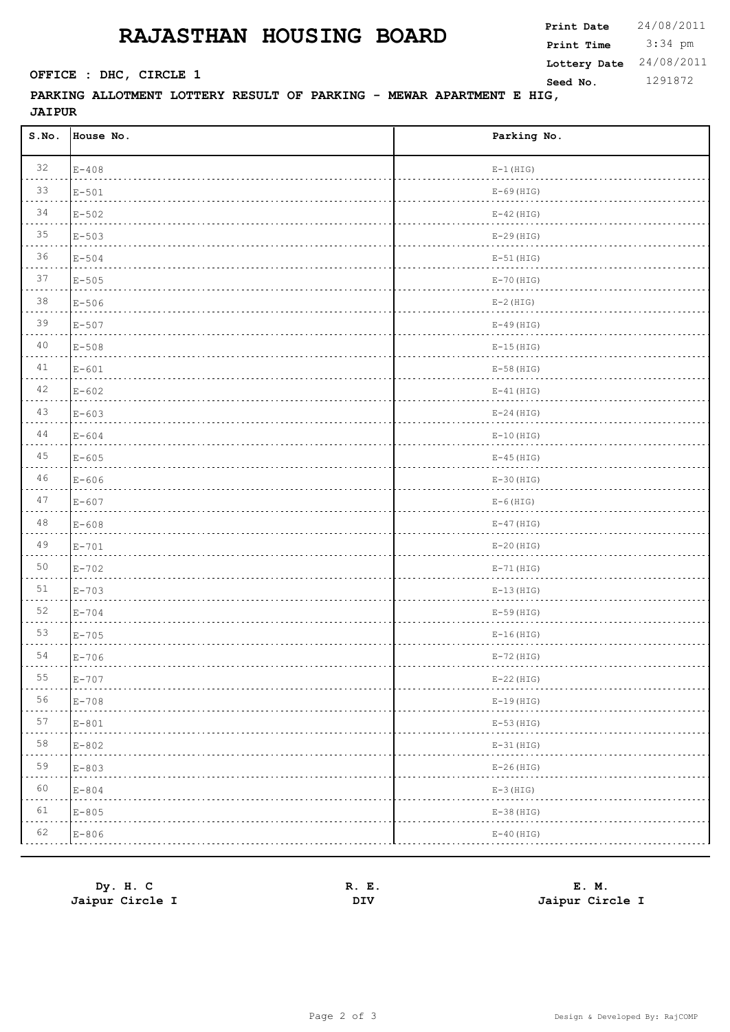# RAJASTHAN HOUSING BOARD

**Print Date** 24/08/2011
**Print Time** 3:34 pm
**Lottery Date** 24/08/2011
**Seed No.** 1291872

**OFFICE : DHC, CIRCLE 1**

**PARKING ALLOTMENT LOTTERY RESULT OF PARKING - MEWAR APARTMENT E HIG, JAIPUR**

| S.No. | House No. | Parking No. |
|---|---|---|
| 32 | E-408 | E-1(HIG) |
| 33 | E-501 | E-69(HIG) |
| 34 | E-502 | E-42(HIG) |
| 35 | E-503 | E-29(HIG) |
| 36 | E-504 | E-51(HIG) |
| 37 | E-505 | E-70(HIG) |
| 38 | E-506 | E-2(HIG) |
| 39 | E-507 | E-49(HIG) |
| 40 | E-508 | E-15(HIG) |
| 41 | E-601 | E-58(HIG) |
| 42 | E-602 | E-41(HIG) |
| 43 | E-603 | E-24(HIG) |
| 44 | E-604 | E-10(HIG) |
| 45 | E-605 | E-45(HIG) |
| 46 | E-606 | E-30(HIG) |
| 47 | E-607 | E-6(HIG) |
| 48 | E-608 | E-47(HIG) |
| 49 | E-701 | E-20(HIG) |
| 50 | E-702 | E-71(HIG) |
| 51 | E-703 | E-13(HIG) |
| 52 | E-704 | E-59(HIG) |
| 53 | E-705 | E-16(HIG) |
| 54 | E-706 | E-72(HIG) |
| 55 | E-707 | E-22(HIG) |
| 56 | E-708 | E-19(HIG) |
| 57 | E-801 | E-53(HIG) |
| 58 | E-802 | E-31(HIG) |
| 59 | E-803 | E-26(HIG) |
| 60 | E-804 | E-3(HIG) |
| 61 | E-805 | E-38(HIG) |
| 62 | E-806 | E-40(HIG) |

**Dy. H. C**
**Jaipur Circle I**

**R. E.**
**DIV**

**E. M.**
**Jaipur Circle I**

Design & Developed By: RajCOMP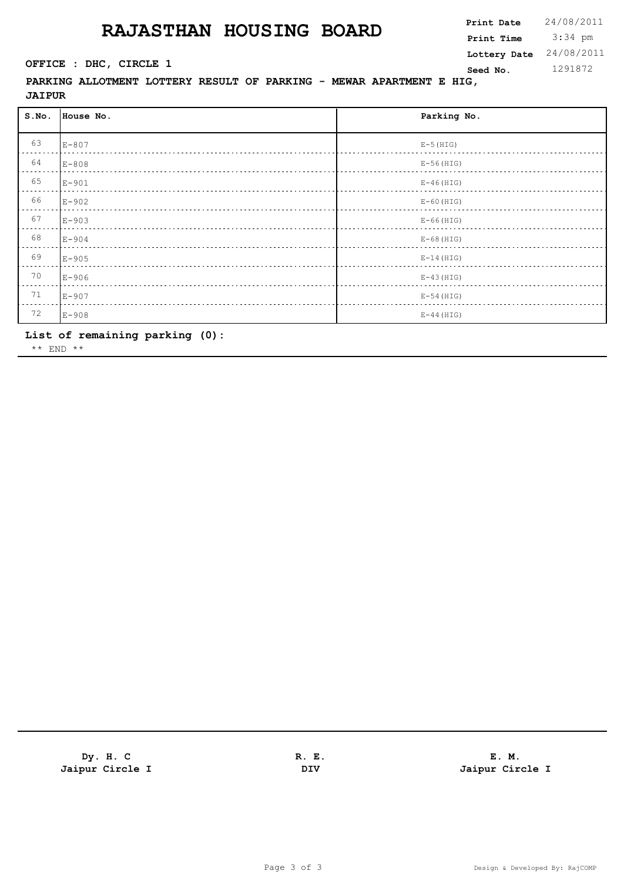# RAJASTHAN HOUSING BOARD

**Print Date** 24/08/2011
**Print Time** 3:34 pm
**Lottery Date** 24/08/2011
**Seed No.** 1291872

**OFFICE : DHC, CIRCLE 1**

**PARKING ALLOTMENT LOTTERY RESULT OF PARKING - MEWAR APARTMENT E HIG, JAIPUR**

| S.No. | House No. | Parking No. |
|---|---|---|
| 63 | E-807 | E-5(HIG) |
| 64 | E-808 | E-56(HIG) |
| 65 | E-901 | E-46(HIG) |
| 66 | E-902 | E-60(HIG) |
| 67 | E-903 | E-66(HIG) |
| 68 | E-904 | E-68(HIG) |
| 69 | E-905 | E-14(HIG) |
| 70 | E-906 | E-43(HIG) |
| 71 | E-907 | E-54(HIG) |
| 72 | E-908 | E-44(HIG) |

**List of remaining parking (0):**

** END **

**Dy. H. C**
**Jaipur Circle I**

**R. E.**
**DIV**

**E. M.**
**Jaipur Circle I**

Design & Developed By: RajCOMP